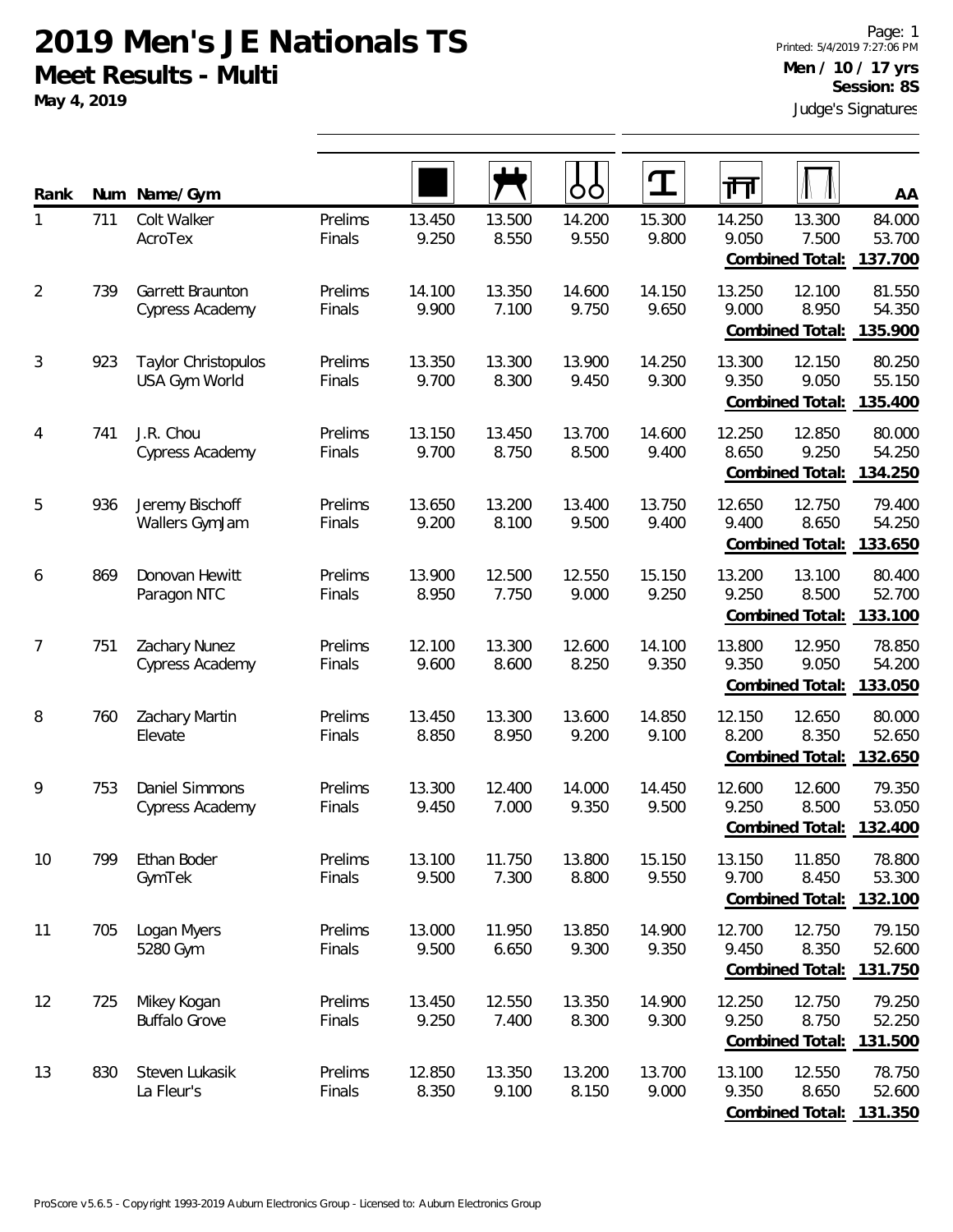# 2019 Men's JE Nationals TS

## Meet Results - Multi

**May 4, 2019**

Page: 1
Printed: 5/4/2019 7:27:06 PM
**Men / 10 / 17 yrs**
**Session: 8S**
Judge's Signatures

| Rank | Num | Name/Gym | | Floor | Pommel Horse | Rings | Vault | Parallel Bars | High Bar | AA |
|---|---|---|---|---|---|---|---|---|---|---|
| 1 | 711 | Colt Walker | Prelims | 13.450 | 13.500 | 14.200 | 15.300 | 14.250 | 13.300 | 84.000 |
| | | AcroTex | Finals | 9.250 | 8.550 | 9.550 | 9.800 | 9.050 | 7.500 | 53.700 |
| | | | | | | | | | **Combined Total:** | **137.700** |
| 2 | 739 | Garrett Braunton | Prelims | 14.100 | 13.350 | 14.600 | 14.150 | 13.250 | 12.100 | 81.550 |
| | | Cypress Academy | Finals | 9.900 | 7.100 | 9.750 | 9.650 | 9.000 | 8.950 | 54.350 |
| | | | | | | | | | **Combined Total:** | **135.900** |
| 3 | 923 | Taylor Christopulos | Prelims | 13.350 | 13.300 | 13.900 | 14.250 | 13.300 | 12.150 | 80.250 |
| | | USA Gym World | Finals | 9.700 | 8.300 | 9.450 | 9.300 | 9.350 | 9.050 | 55.150 |
| | | | | | | | | | **Combined Total:** | **135.400** |
| 4 | 741 | J.R. Chou | Prelims | 13.150 | 13.450 | 13.700 | 14.600 | 12.250 | 12.850 | 80.000 |
| | | Cypress Academy | Finals | 9.700 | 8.750 | 8.500 | 9.400 | 8.650 | 9.250 | 54.250 |
| | | | | | | | | | **Combined Total:** | **134.250** |
| 5 | 936 | Jeremy Bischoff | Prelims | 13.650 | 13.200 | 13.400 | 13.750 | 12.650 | 12.750 | 79.400 |
| | | Wallers GymJam | Finals | 9.200 | 8.100 | 9.500 | 9.400 | 9.400 | 8.650 | 54.250 |
| | | | | | | | | | **Combined Total:** | **133.650** |
| 6 | 869 | Donovan Hewitt | Prelims | 13.900 | 12.500 | 12.550 | 15.150 | 13.200 | 13.100 | 80.400 |
| | | Paragon NTC | Finals | 8.950 | 7.750 | 9.000 | 9.250 | 9.250 | 8.500 | 52.700 |
| | | | | | | | | | **Combined Total:** | **133.100** |
| 7 | 751 | Zachary Nunez | Prelims | 12.100 | 13.300 | 12.600 | 14.100 | 13.800 | 12.950 | 78.850 |
| | | Cypress Academy | Finals | 9.600 | 8.600 | 8.250 | 9.350 | 9.350 | 9.050 | 54.200 |
| | | | | | | | | | **Combined Total:** | **133.050** |
| 8 | 760 | Zachary Martin | Prelims | 13.450 | 13.300 | 13.600 | 14.850 | 12.150 | 12.650 | 80.000 |
| | | Elevate | Finals | 8.850 | 8.950 | 9.200 | 9.100 | 8.200 | 8.350 | 52.650 |
| | | | | | | | | | **Combined Total:** | **132.650** |
| 9 | 753 | Daniel Simmons | Prelims | 13.300 | 12.400 | 14.000 | 14.450 | 12.600 | 12.600 | 79.350 |
| | | Cypress Academy | Finals | 9.450 | 7.000 | 9.350 | 9.500 | 9.250 | 8.500 | 53.050 |
| | | | | | | | | | **Combined Total:** | **132.400** |
| 10 | 799 | Ethan Boder | Prelims | 13.100 | 11.750 | 13.800 | 15.150 | 13.150 | 11.850 | 78.800 |
| | | GymTek | Finals | 9.500 | 7.300 | 8.800 | 9.550 | 9.700 | 8.450 | 53.300 |
| | | | | | | | | | **Combined Total:** | **132.100** |
| 11 | 705 | Logan Myers | Prelims | 13.000 | 11.950 | 13.850 | 14.900 | 12.700 | 12.750 | 79.150 |
| | | 5280 Gym | Finals | 9.500 | 6.650 | 9.300 | 9.350 | 9.450 | 8.350 | 52.600 |
| | | | | | | | | | **Combined Total:** | **131.750** |
| 12 | 725 | Mikey Kogan | Prelims | 13.450 | 12.550 | 13.350 | 14.900 | 12.250 | 12.750 | 79.250 |
| | | Buffalo Grove | Finals | 9.250 | 7.400 | 8.300 | 9.300 | 9.250 | 8.750 | 52.250 |
| | | | | | | | | | **Combined Total:** | **131.500** |
| 13 | 830 | Steven Lukasik | Prelims | 12.850 | 13.350 | 13.200 | 13.700 | 13.100 | 12.550 | 78.750 |
| | | La Fleur's | Finals | 8.350 | 9.100 | 8.150 | 9.000 | 9.350 | 8.650 | 52.600 |
| | | | | | | | | | **Combined Total:** | **131.350** |

ProScore v5.6.5 - Copyright 1993-2019 Auburn Electronics Group - Licensed to: Auburn Electronics Group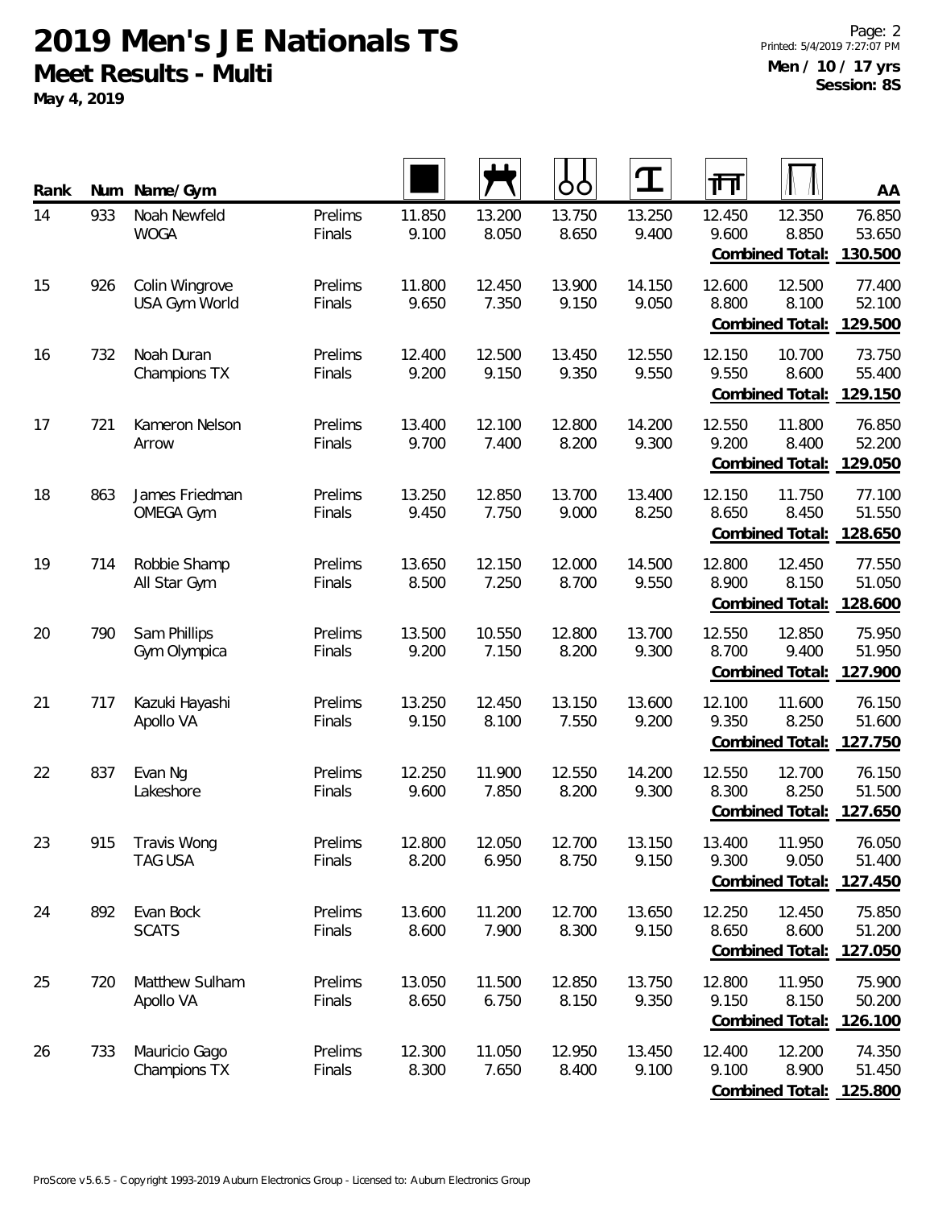# 2019 Men's JE Nationals TS

**Meet Results - Multi**

**May 4, 2019**

**Men / 10 / 17 yrs**
**Session: 8S**

| Rank | Num | Name/Gym | | Floor | Pommel Horse | Rings | Vault | Parallel Bars | High Bar | AA |
|---|---|---|---|---|---|---|---|---|---|---|
| 14 | 933 | Noah Newfeld<br>WOGA | Prelims<br>Finals | 11.850<br>9.100 | 13.200<br>8.050 | 13.750<br>8.650 | 13.250<br>9.400 | 12.450<br>9.600 | 12.350<br>8.850 | 76.850<br>53.650 |
| | | | | | | | | | **Combined Total:** | **130.500** |
| 15 | 926 | Colin Wingrove<br>USA Gym World | Prelims<br>Finals | 11.800<br>9.650 | 12.450<br>7.350 | 13.900<br>9.150 | 14.150<br>9.050 | 12.600<br>8.800 | 12.500<br>8.100 | 77.400<br>52.100 |
| | | | | | | | | | **Combined Total:** | **129.500** |
| 16 | 732 | Noah Duran<br>Champions TX | Prelims<br>Finals | 12.400<br>9.200 | 12.500<br>9.150 | 13.450<br>9.350 | 12.550<br>9.550 | 12.150<br>9.550 | 10.700<br>8.600 | 73.750<br>55.400 |
| | | | | | | | | | **Combined Total:** | **129.150** |
| 17 | 721 | Kameron Nelson<br>Arrow | Prelims<br>Finals | 13.400<br>9.700 | 12.100<br>7.400 | 12.800<br>8.200 | 14.200<br>9.300 | 12.550<br>9.200 | 11.800<br>8.400 | 76.850<br>52.200 |
| | | | | | | | | | **Combined Total:** | **129.050** |
| 18 | 863 | James Friedman<br>OMEGA Gym | Prelims<br>Finals | 13.250<br>9.450 | 12.850<br>7.750 | 13.700<br>9.000 | 13.400<br>8.250 | 12.150<br>8.650 | 11.750<br>8.450 | 77.100<br>51.550 |
| | | | | | | | | | **Combined Total:** | **128.650** |
| 19 | 714 | Robbie Shamp<br>All Star Gym | Prelims<br>Finals | 13.650<br>8.500 | 12.150<br>7.250 | 12.000<br>8.700 | 14.500<br>9.550 | 12.800<br>8.900 | 12.450<br>8.150 | 77.550<br>51.050 |
| | | | | | | | | | **Combined Total:** | **128.600** |
| 20 | 790 | Sam Phillips<br>Gym Olympica | Prelims<br>Finals | 13.500<br>9.200 | 10.550<br>7.150 | 12.800<br>8.200 | 13.700<br>9.300 | 12.550<br>8.700 | 12.850<br>9.400 | 75.950<br>51.950 |
| | | | | | | | | | **Combined Total:** | **127.900** |
| 21 | 717 | Kazuki Hayashi<br>Apollo VA | Prelims<br>Finals | 13.250<br>9.150 | 12.450<br>8.100 | 13.150<br>7.550 | 13.600<br>9.200 | 12.100<br>9.350 | 11.600<br>8.250 | 76.150<br>51.600 |
| | | | | | | | | | **Combined Total:** | **127.750** |
| 22 | 837 | Evan Ng<br>Lakeshore | Prelims<br>Finals | 12.250<br>9.600 | 11.900<br>7.850 | 12.550<br>8.200 | 14.200<br>9.300 | 12.550<br>8.300 | 12.700<br>8.250 | 76.150<br>51.500 |
| | | | | | | | | | **Combined Total:** | **127.650** |
| 23 | 915 | Travis Wong<br>TAG USA | Prelims<br>Finals | 12.800<br>8.200 | 12.050<br>6.950 | 12.700<br>8.750 | 13.150<br>9.150 | 13.400<br>9.300 | 11.950<br>9.050 | 76.050<br>51.400 |
| | | | | | | | | | **Combined Total:** | **127.450** |
| 24 | 892 | Evan Bock<br>SCATS | Prelims<br>Finals | 13.600<br>8.600 | 11.200<br>7.900 | 12.700<br>8.300 | 13.650<br>9.150 | 12.250<br>8.650 | 12.450<br>8.600 | 75.850<br>51.200 |
| | | | | | | | | | **Combined Total:** | **127.050** |
| 25 | 720 | Matthew Sulham<br>Apollo VA | Prelims<br>Finals | 13.050<br>8.650 | 11.500<br>6.750 | 12.850<br>8.150 | 13.750<br>9.350 | 12.800<br>9.150 | 11.950<br>8.150 | 75.900<br>50.200 |
| | | | | | | | | | **Combined Total:** | **126.100** |
| 26 | 733 | Mauricio Gago<br>Champions TX | Prelims<br>Finals | 12.300<br>8.300 | 11.050<br>7.650 | 12.950<br>8.400 | 13.450<br>9.100 | 12.400<br>9.100 | 12.200<br>8.900 | 74.350<br>51.450 |
| | | | | | | | | | **Combined Total:** | **125.800** |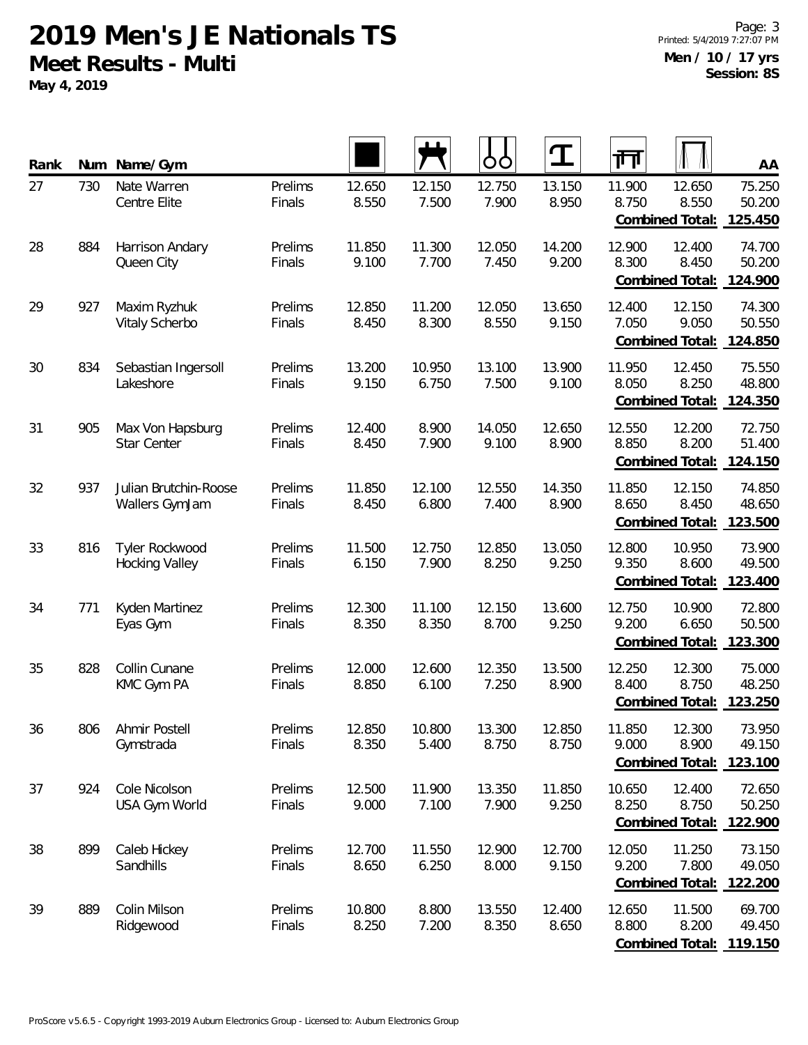# 2019 Men's JE Nationals TS

**Meet Results - Multi**

**May 4, 2019**

Printed: 5/4/2019 7:27:07 PM

**Men / 10 / 17 yrs**
**Session: 8S**

| Rank | Num | Name/Gym | | Floor | Pommel Horse | Rings | Vault | Parallel Bars | High Bar | AA |
|---|---|---|---|---|---|---|---|---|---|---|
| 27 | 730 | Nate Warren<br>Centre Elite | Prelims<br>Finals | 12.650<br>8.550 | 12.150<br>7.500 | 12.750<br>7.900 | 13.150<br>8.950 | 11.900<br>8.750 | 12.650<br>8.550 | 75.250<br>50.200 |
| | | | | | | | | | **Combined Total:** | **125.450** |
| 28 | 884 | Harrison Andary<br>Queen City | Prelims<br>Finals | 11.850<br>9.100 | 11.300<br>7.700 | 12.050<br>7.450 | 14.200<br>9.200 | 12.900<br>8.300 | 12.400<br>8.450 | 74.700<br>50.200 |
| | | | | | | | | | **Combined Total:** | **124.900** |
| 29 | 927 | Maxim Ryzhuk<br>Vitaly Scherbo | Prelims<br>Finals | 12.850<br>8.450 | 11.200<br>8.300 | 12.050<br>8.550 | 13.650<br>9.150 | 12.400<br>7.050 | 12.150<br>9.050 | 74.300<br>50.550 |
| | | | | | | | | | **Combined Total:** | **124.850** |
| 30 | 834 | Sebastian Ingersoll<br>Lakeshore | Prelims<br>Finals | 13.200<br>9.150 | 10.950<br>6.750 | 13.100<br>7.500 | 13.900<br>9.100 | 11.950<br>8.050 | 12.450<br>8.250 | 75.550<br>48.800 |
| | | | | | | | | | **Combined Total:** | **124.350** |
| 31 | 905 | Max Von Hapsburg<br>Star Center | Prelims<br>Finals | 12.400<br>8.450 | 8.900<br>7.900 | 14.050<br>9.100 | 12.650<br>8.900 | 12.550<br>8.850 | 12.200<br>8.200 | 72.750<br>51.400 |
| | | | | | | | | | **Combined Total:** | **124.150** |
| 32 | 937 | Julian Brutchin-Roose<br>Wallers GymJam | Prelims<br>Finals | 11.850<br>8.450 | 12.100<br>6.800 | 12.550<br>7.400 | 14.350<br>8.900 | 11.850<br>8.650 | 12.150<br>8.450 | 74.850<br>48.650 |
| | | | | | | | | | **Combined Total:** | **123.500** |
| 33 | 816 | Tyler Rockwood<br>Hocking Valley | Prelims<br>Finals | 11.500<br>6.150 | 12.750<br>7.900 | 12.850<br>8.250 | 13.050<br>9.250 | 12.800<br>9.350 | 10.950<br>8.600 | 73.900<br>49.500 |
| | | | | | | | | | **Combined Total:** | **123.400** |
| 34 | 771 | Kyden Martinez<br>Eyas Gym | Prelims<br>Finals | 12.300<br>8.350 | 11.100<br>8.350 | 12.150<br>8.700 | 13.600<br>9.250 | 12.750<br>9.200 | 10.900<br>6.650 | 72.800<br>50.500 |
| | | | | | | | | | **Combined Total:** | **123.300** |
| 35 | 828 | Collin Cunane<br>KMC Gym PA | Prelims<br>Finals | 12.000<br>8.850 | 12.600<br>6.100 | 12.350<br>7.250 | 13.500<br>8.900 | 12.250<br>8.400 | 12.300<br>8.750 | 75.000<br>48.250 |
| | | | | | | | | | **Combined Total:** | **123.250** |
| 36 | 806 | Ahmir Postell<br>Gymstrada | Prelims<br>Finals | 12.850<br>8.350 | 10.800<br>5.400 | 13.300<br>8.750 | 12.850<br>8.750 | 11.850<br>9.000 | 12.300<br>8.900 | 73.950<br>49.150 |
| | | | | | | | | | **Combined Total:** | **123.100** |
| 37 | 924 | Cole Nicolson<br>USA Gym World | Prelims<br>Finals | 12.500<br>9.000 | 11.900<br>7.100 | 13.350<br>7.900 | 11.850<br>9.250 | 10.650<br>8.250 | 12.400<br>8.750 | 72.650<br>50.250 |
| | | | | | | | | | **Combined Total:** | **122.900** |
| 38 | 899 | Caleb Hickey<br>Sandhills | Prelims<br>Finals | 12.700<br>8.650 | 11.550<br>6.250 | 12.900<br>8.000 | 12.700<br>9.150 | 12.050<br>9.200 | 11.250<br>7.800 | 73.150<br>49.050 |
| | | | | | | | | | **Combined Total:** | **122.200** |
| 39 | 889 | Colin Milson<br>Ridgewood | Prelims<br>Finals | 10.800<br>8.250 | 8.800<br>7.200 | 13.550<br>8.350 | 12.400<br>8.650 | 12.650<br>8.800 | 11.500<br>8.200 | 69.700<br>49.450 |
| | | | | | | | | | **Combined Total:** | **119.150** |

ProScore v5.6.5 - Copyright 1993-2019 Auburn Electronics Group - Licensed to: Auburn Electronics Group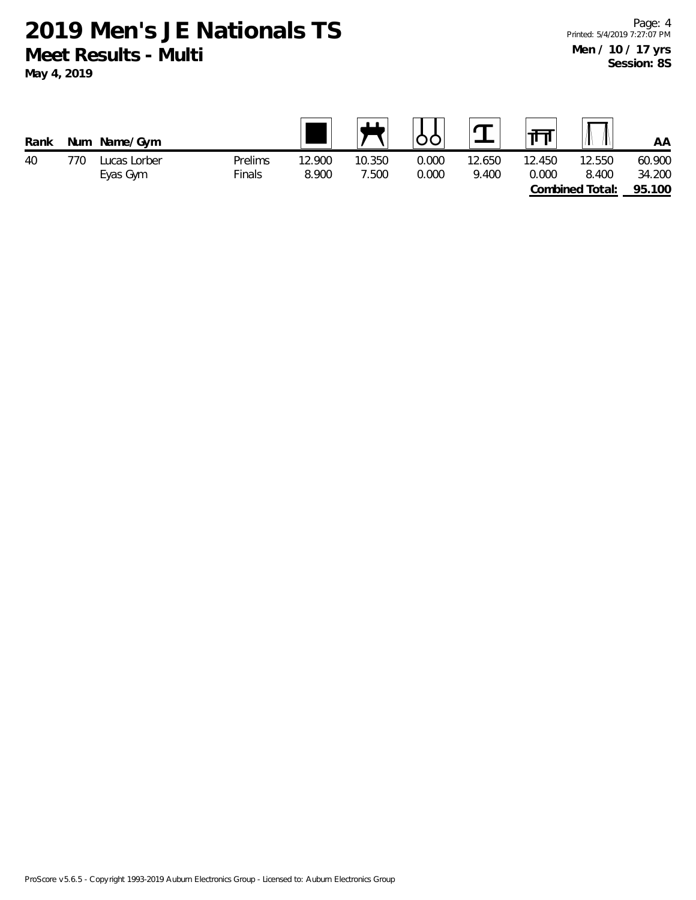# 2019 Men's JE Nationals TS

## Meet Results - Multi

**May 4, 2019**

Printed: 5/4/2019 7:27:07 PM

**Men / 10 / 17 yrs**
**Session: 8S**

| Rank | Num | Name/Gym | | Floor | Pommel Horse | Rings | Vault | Parallel Bars | High Bar | AA |
|---|---|---|---|---|---|---|---|---|---|---|
| 40 | 770 | Lucas Lorber | Prelims | 12.900 | 10.350 | 0.000 | 12.650 | 12.450 | 12.550 | 60.900 |
| | | Eyas Gym | Finals | 8.900 | 7.500 | 0.000 | 9.400 | 0.000 | 8.400 | 34.200 |
| | | | | | | | | | **Combined Total:** | **95.100** |

ProScore v5.6.5 - Copyright 1993-2019 Auburn Electronics Group - Licensed to: Auburn Electronics Group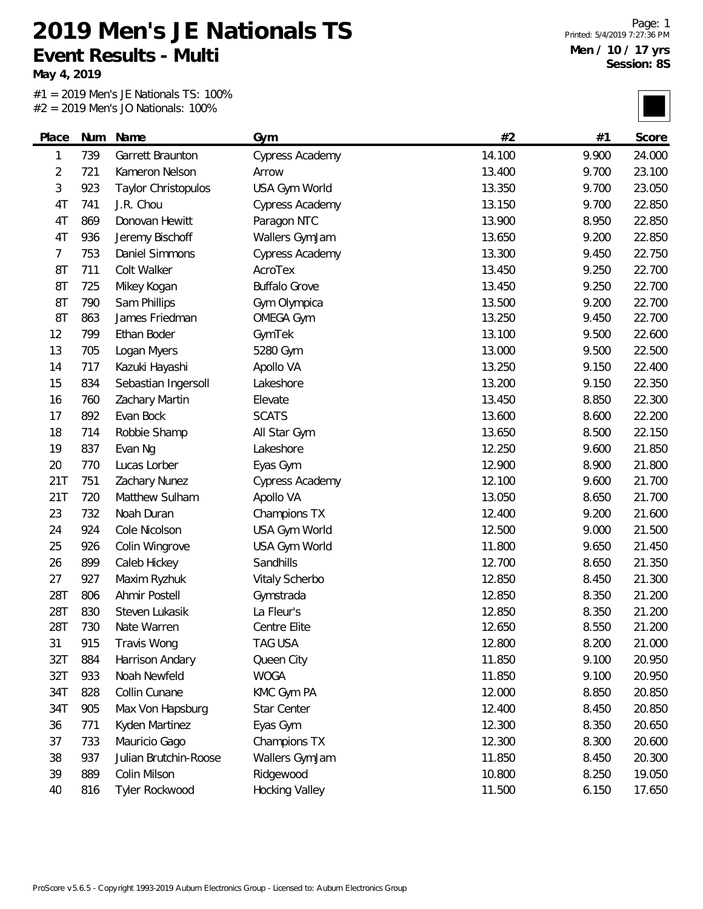# 2019 Men's JE Nationals TS

## Event Results - Multi

**May 4, 2019**

Printed: 5/4/2019 7:27:36 PM

**Men / 10 / 17 yrs**
**Session: 8S**

#1 = 2019 Men's JE Nationals TS: 100%
#2 = 2019 Men's JO Nationals: 100%

| Place | Num | Name | Gym | #2 | #1 | Score |
|---|---|---|---|---|---|---|
| 1 | 739 | Garrett Braunton | Cypress Academy | 14.100 | 9.900 | 24.000 |
| 2 | 721 | Kameron Nelson | Arrow | 13.400 | 9.700 | 23.100 |
| 3 | 923 | Taylor Christopulos | USA Gym World | 13.350 | 9.700 | 23.050 |
| 4T | 741 | J.R. Chou | Cypress Academy | 13.150 | 9.700 | 22.850 |
| 4T | 869 | Donovan Hewitt | Paragon NTC | 13.900 | 8.950 | 22.850 |
| 4T | 936 | Jeremy Bischoff | Wallers GymJam | 13.650 | 9.200 | 22.850 |
| 7 | 753 | Daniel Simmons | Cypress Academy | 13.300 | 9.450 | 22.750 |
| 8T | 711 | Colt Walker | AcroTex | 13.450 | 9.250 | 22.700 |
| 8T | 725 | Mikey Kogan | Buffalo Grove | 13.450 | 9.250 | 22.700 |
| 8T | 790 | Sam Phillips | Gym Olympica | 13.500 | 9.200 | 22.700 |
| 8T | 863 | James Friedman | OMEGA Gym | 13.250 | 9.450 | 22.700 |
| 12 | 799 | Ethan Boder | GymTek | 13.100 | 9.500 | 22.600 |
| 13 | 705 | Logan Myers | 5280 Gym | 13.000 | 9.500 | 22.500 |
| 14 | 717 | Kazuki Hayashi | Apollo VA | 13.250 | 9.150 | 22.400 |
| 15 | 834 | Sebastian Ingersoll | Lakeshore | 13.200 | 9.150 | 22.350 |
| 16 | 760 | Zachary Martin | Elevate | 13.450 | 8.850 | 22.300 |
| 17 | 892 | Evan Bock | SCATS | 13.600 | 8.600 | 22.200 |
| 18 | 714 | Robbie Shamp | All Star Gym | 13.650 | 8.500 | 22.150 |
| 19 | 837 | Evan Ng | Lakeshore | 12.250 | 9.600 | 21.850 |
| 20 | 770 | Lucas Lorber | Eyas Gym | 12.900 | 8.900 | 21.800 |
| 21T | 751 | Zachary Nunez | Cypress Academy | 12.100 | 9.600 | 21.700 |
| 21T | 720 | Matthew Sulham | Apollo VA | 13.050 | 8.650 | 21.700 |
| 23 | 732 | Noah Duran | Champions TX | 12.400 | 9.200 | 21.600 |
| 24 | 924 | Cole Nicolson | USA Gym World | 12.500 | 9.000 | 21.500 |
| 25 | 926 | Colin Wingrove | USA Gym World | 11.800 | 9.650 | 21.450 |
| 26 | 899 | Caleb Hickey | Sandhills | 12.700 | 8.650 | 21.350 |
| 27 | 927 | Maxim Ryzhuk | Vitaly Scherbo | 12.850 | 8.450 | 21.300 |
| 28T | 806 | Ahmir Postell | Gymstrada | 12.850 | 8.350 | 21.200 |
| 28T | 830 | Steven Lukasik | La Fleur's | 12.850 | 8.350 | 21.200 |
| 28T | 730 | Nate Warren | Centre Elite | 12.650 | 8.550 | 21.200 |
| 31 | 915 | Travis Wong | TAG USA | 12.800 | 8.200 | 21.000 |
| 32T | 884 | Harrison Andary | Queen City | 11.850 | 9.100 | 20.950 |
| 32T | 933 | Noah Newfeld | WOGA | 11.850 | 9.100 | 20.950 |
| 34T | 828 | Collin Cunane | KMC Gym PA | 12.000 | 8.850 | 20.850 |
| 34T | 905 | Max Von Hapsburg | Star Center | 12.400 | 8.450 | 20.850 |
| 36 | 771 | Kyden Martinez | Eyas Gym | 12.300 | 8.350 | 20.650 |
| 37 | 733 | Mauricio Gago | Champions TX | 12.300 | 8.300 | 20.600 |
| 38 | 937 | Julian Brutchin-Roose | Wallers GymJam | 11.850 | 8.450 | 20.300 |
| 39 | 889 | Colin Milson | Ridgewood | 10.800 | 8.250 | 19.050 |
| 40 | 816 | Tyler Rockwood | Hocking Valley | 11.500 | 6.150 | 17.650 |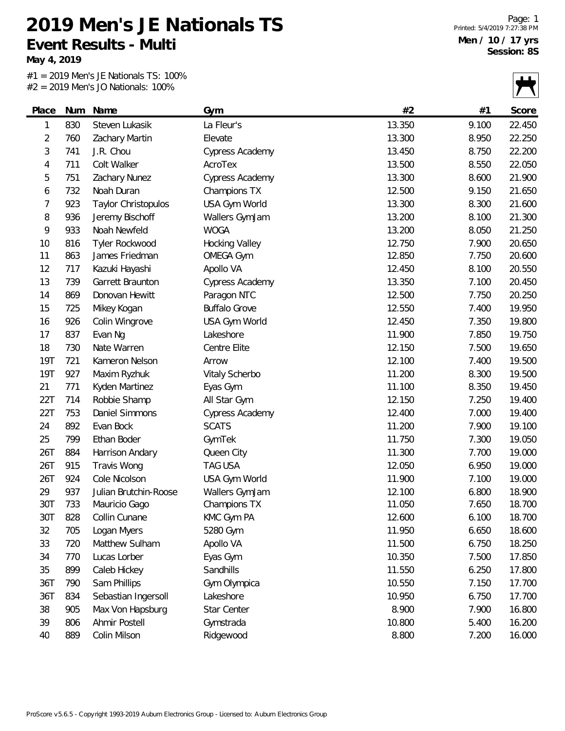# 2019 Men's JE Nationals TS

## Event Results - Multi

**May 4, 2019**

#1 = 2019 Men's JE Nationals TS: 100%
#2 = 2019 Men's JO Nationals: 100%

**Men / 10 / 17 yrs**
**Session: 8S**

| Place | Num | Name | Gym | #2 | #1 | Score |
|---|---|---|---|---|---|---|
| 1 | 830 | Steven Lukasik | La Fleur's | 13.350 | 9.100 | 22.450 |
| 2 | 760 | Zachary Martin | Elevate | 13.300 | 8.950 | 22.250 |
| 3 | 741 | J.R. Chou | Cypress Academy | 13.450 | 8.750 | 22.200 |
| 4 | 711 | Colt Walker | AcroTex | 13.500 | 8.550 | 22.050 |
| 5 | 751 | Zachary Nunez | Cypress Academy | 13.300 | 8.600 | 21.900 |
| 6 | 732 | Noah Duran | Champions TX | 12.500 | 9.150 | 21.650 |
| 7 | 923 | Taylor Christopulos | USA Gym World | 13.300 | 8.300 | 21.600 |
| 8 | 936 | Jeremy Bischoff | Wallers GymJam | 13.200 | 8.100 | 21.300 |
| 9 | 933 | Noah Newfeld | WOGA | 13.200 | 8.050 | 21.250 |
| 10 | 816 | Tyler Rockwood | Hocking Valley | 12.750 | 7.900 | 20.650 |
| 11 | 863 | James Friedman | OMEGA Gym | 12.850 | 7.750 | 20.600 |
| 12 | 717 | Kazuki Hayashi | Apollo VA | 12.450 | 8.100 | 20.550 |
| 13 | 739 | Garrett Braunton | Cypress Academy | 13.350 | 7.100 | 20.450 |
| 14 | 869 | Donovan Hewitt | Paragon NTC | 12.500 | 7.750 | 20.250 |
| 15 | 725 | Mikey Kogan | Buffalo Grove | 12.550 | 7.400 | 19.950 |
| 16 | 926 | Colin Wingrove | USA Gym World | 12.450 | 7.350 | 19.800 |
| 17 | 837 | Evan Ng | Lakeshore | 11.900 | 7.850 | 19.750 |
| 18 | 730 | Nate Warren | Centre Elite | 12.150 | 7.500 | 19.650 |
| 19T | 721 | Kameron Nelson | Arrow | 12.100 | 7.400 | 19.500 |
| 19T | 927 | Maxim Ryzhuk | Vitaly Scherbo | 11.200 | 8.300 | 19.500 |
| 21 | 771 | Kyden Martinez | Eyas Gym | 11.100 | 8.350 | 19.450 |
| 22T | 714 | Robbie Shamp | All Star Gym | 12.150 | 7.250 | 19.400 |
| 22T | 753 | Daniel Simmons | Cypress Academy | 12.400 | 7.000 | 19.400 |
| 24 | 892 | Evan Bock | SCATS | 11.200 | 7.900 | 19.100 |
| 25 | 799 | Ethan Boder | GymTek | 11.750 | 7.300 | 19.050 |
| 26T | 884 | Harrison Andary | Queen City | 11.300 | 7.700 | 19.000 |
| 26T | 915 | Travis Wong | TAG USA | 12.050 | 6.950 | 19.000 |
| 26T | 924 | Cole Nicolson | USA Gym World | 11.900 | 7.100 | 19.000 |
| 29 | 937 | Julian Brutchin-Roose | Wallers GymJam | 12.100 | 6.800 | 18.900 |
| 30T | 733 | Mauricio Gago | Champions TX | 11.050 | 7.650 | 18.700 |
| 30T | 828 | Collin Cunane | KMC Gym PA | 12.600 | 6.100 | 18.700 |
| 32 | 705 | Logan Myers | 5280 Gym | 11.950 | 6.650 | 18.600 |
| 33 | 720 | Matthew Sulham | Apollo VA | 11.500 | 6.750 | 18.250 |
| 34 | 770 | Lucas Lorber | Eyas Gym | 10.350 | 7.500 | 17.850 |
| 35 | 899 | Caleb Hickey | Sandhills | 11.550 | 6.250 | 17.800 |
| 36T | 790 | Sam Phillips | Gym Olympica | 10.550 | 7.150 | 17.700 |
| 36T | 834 | Sebastian Ingersoll | Lakeshore | 10.950 | 6.750 | 17.700 |
| 38 | 905 | Max Von Hapsburg | Star Center | 8.900 | 7.900 | 16.800 |
| 39 | 806 | Ahmir Postell | Gymstrada | 10.800 | 5.400 | 16.200 |
| 40 | 889 | Colin Milson | Ridgewood | 8.800 | 7.200 | 16.000 |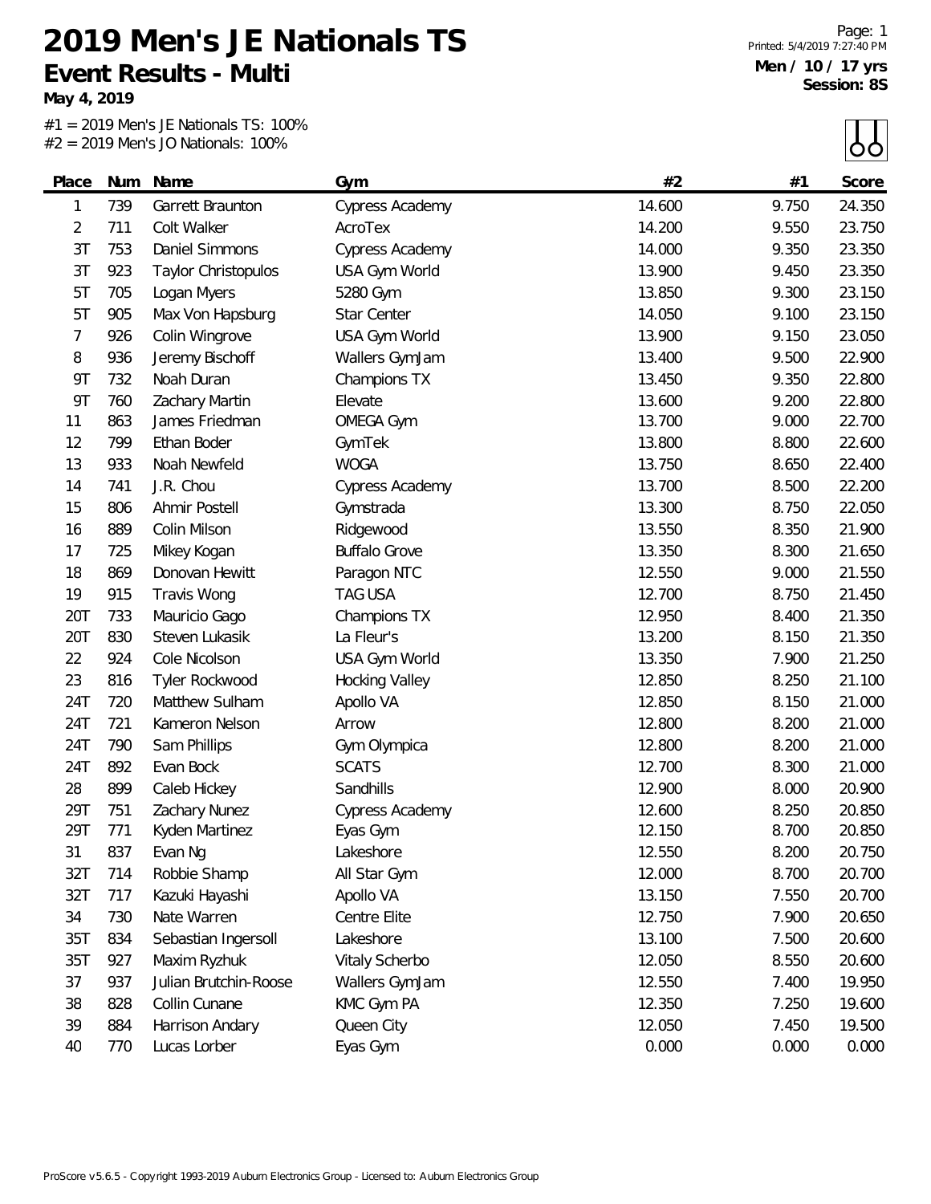# 2019 Men's JE Nationals TS

## Event Results - Multi

**May 4, 2019**

**Men / 10 / 17 yrs**
**Session: 8S**

#1 = 2019 Men's JE Nationals TS: 100%
#2 = 2019 Men's JO Nationals: 100%

| Place | Num | Name | Gym | #2 | #1 | Score |
|---|---|---|---|---|---|---|
| 1 | 739 | Garrett Braunton | Cypress Academy | 14.600 | 9.750 | 24.350 |
| 2 | 711 | Colt Walker | AcroTex | 14.200 | 9.550 | 23.750 |
| 3T | 753 | Daniel Simmons | Cypress Academy | 14.000 | 9.350 | 23.350 |
| 3T | 923 | Taylor Christopulos | USA Gym World | 13.900 | 9.450 | 23.350 |
| 5T | 705 | Logan Myers | 5280 Gym | 13.850 | 9.300 | 23.150 |
| 5T | 905 | Max Von Hapsburg | Star Center | 14.050 | 9.100 | 23.150 |
| 7 | 926 | Colin Wingrove | USA Gym World | 13.900 | 9.150 | 23.050 |
| 8 | 936 | Jeremy Bischoff | Wallers GymJam | 13.400 | 9.500 | 22.900 |
| 9T | 732 | Noah Duran | Champions TX | 13.450 | 9.350 | 22.800 |
| 9T | 760 | Zachary Martin | Elevate | 13.600 | 9.200 | 22.800 |
| 11 | 863 | James Friedman | OMEGA Gym | 13.700 | 9.000 | 22.700 |
| 12 | 799 | Ethan Boder | GymTek | 13.800 | 8.800 | 22.600 |
| 13 | 933 | Noah Newfeld | WOGA | 13.750 | 8.650 | 22.400 |
| 14 | 741 | J.R. Chou | Cypress Academy | 13.700 | 8.500 | 22.200 |
| 15 | 806 | Ahmir Postell | Gymstrada | 13.300 | 8.750 | 22.050 |
| 16 | 889 | Colin Milson | Ridgewood | 13.550 | 8.350 | 21.900 |
| 17 | 725 | Mikey Kogan | Buffalo Grove | 13.350 | 8.300 | 21.650 |
| 18 | 869 | Donovan Hewitt | Paragon NTC | 12.550 | 9.000 | 21.550 |
| 19 | 915 | Travis Wong | TAG USA | 12.700 | 8.750 | 21.450 |
| 20T | 733 | Mauricio Gago | Champions TX | 12.950 | 8.400 | 21.350 |
| 20T | 830 | Steven Lukasik | La Fleur's | 13.200 | 8.150 | 21.350 |
| 22 | 924 | Cole Nicolson | USA Gym World | 13.350 | 7.900 | 21.250 |
| 23 | 816 | Tyler Rockwood | Hocking Valley | 12.850 | 8.250 | 21.100 |
| 24T | 720 | Matthew Sulham | Apollo VA | 12.850 | 8.150 | 21.000 |
| 24T | 721 | Kameron Nelson | Arrow | 12.800 | 8.200 | 21.000 |
| 24T | 790 | Sam Phillips | Gym Olympica | 12.800 | 8.200 | 21.000 |
| 24T | 892 | Evan Bock | SCATS | 12.700 | 8.300 | 21.000 |
| 28 | 899 | Caleb Hickey | Sandhills | 12.900 | 8.000 | 20.900 |
| 29T | 751 | Zachary Nunez | Cypress Academy | 12.600 | 8.250 | 20.850 |
| 29T | 771 | Kyden Martinez | Eyas Gym | 12.150 | 8.700 | 20.850 |
| 31 | 837 | Evan Ng | Lakeshore | 12.550 | 8.200 | 20.750 |
| 32T | 714 | Robbie Shamp | All Star Gym | 12.000 | 8.700 | 20.700 |
| 32T | 717 | Kazuki Hayashi | Apollo VA | 13.150 | 7.550 | 20.700 |
| 34 | 730 | Nate Warren | Centre Elite | 12.750 | 7.900 | 20.650 |
| 35T | 834 | Sebastian Ingersoll | Lakeshore | 13.100 | 7.500 | 20.600 |
| 35T | 927 | Maxim Ryzhuk | Vitaly Scherbo | 12.050 | 8.550 | 20.600 |
| 37 | 937 | Julian Brutchin-Roose | Wallers GymJam | 12.550 | 7.400 | 19.950 |
| 38 | 828 | Collin Cunane | KMC Gym PA | 12.350 | 7.250 | 19.600 |
| 39 | 884 | Harrison Andary | Queen City | 12.050 | 7.450 | 19.500 |
| 40 | 770 | Lucas Lorber | Eyas Gym | 0.000 | 0.000 | 0.000 |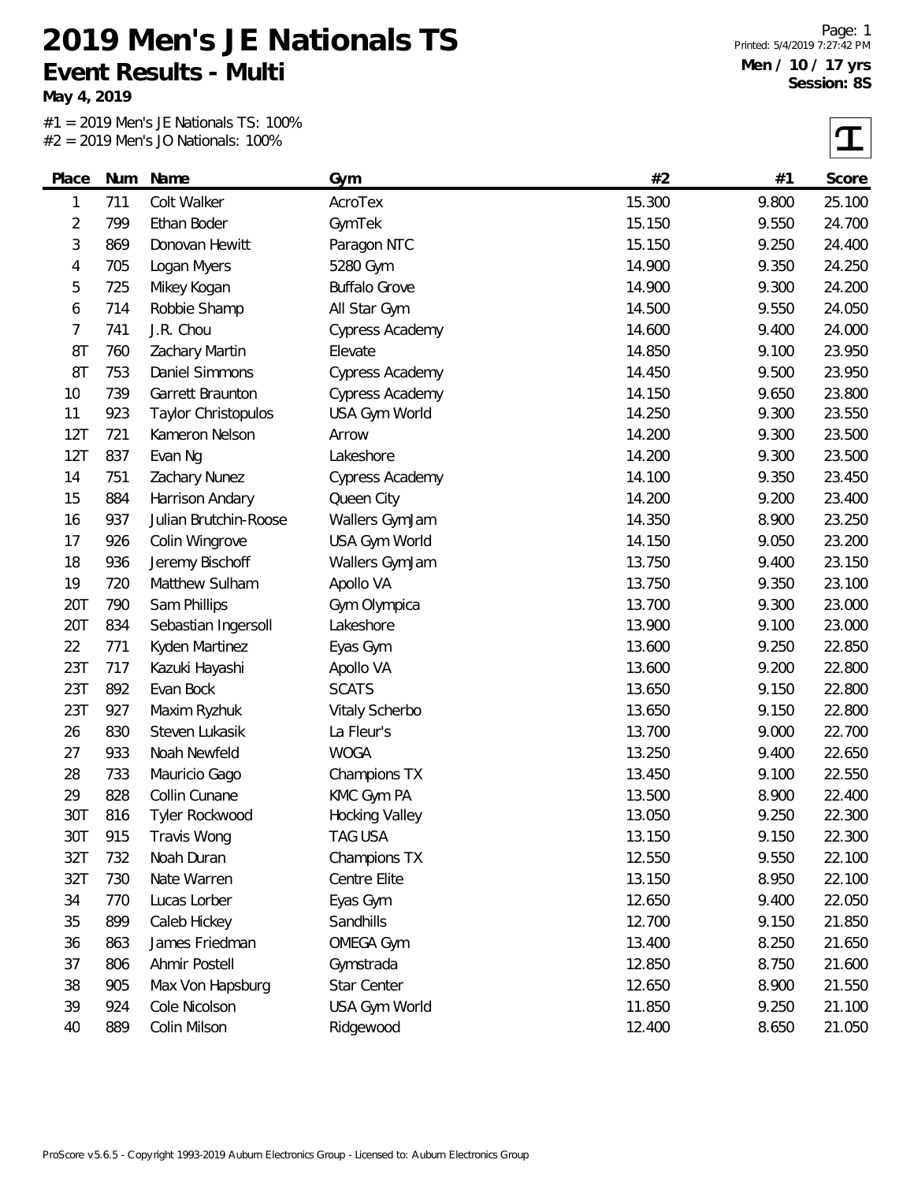# 2019 Men's JE Nationals TS

## Event Results - Multi

**May 4, 2019**

**Men / 10 / 17 yrs**
**Session: 8S**

#1 = 2019 Men's JE Nationals TS: 100%
#2 = 2019 Men's JO Nationals: 100%

| Place | Num | Name | Gym | #2 | #1 | Score |
|---|---|---|---|---|---|---|
| 1 | 711 | Colt Walker | AcroTex | 15.300 | 9.800 | 25.100 |
| 2 | 799 | Ethan Boder | GymTek | 15.150 | 9.550 | 24.700 |
| 3 | 869 | Donovan Hewitt | Paragon NTC | 15.150 | 9.250 | 24.400 |
| 4 | 705 | Logan Myers | 5280 Gym | 14.900 | 9.350 | 24.250 |
| 5 | 725 | Mikey Kogan | Buffalo Grove | 14.900 | 9.300 | 24.200 |
| 6 | 714 | Robbie Shamp | All Star Gym | 14.500 | 9.550 | 24.050 |
| 7 | 741 | J.R. Chou | Cypress Academy | 14.600 | 9.400 | 24.000 |
| 8T | 760 | Zachary Martin | Elevate | 14.850 | 9.100 | 23.950 |
| 8T | 753 | Daniel Simmons | Cypress Academy | 14.450 | 9.500 | 23.950 |
| 10 | 739 | Garrett Braunton | Cypress Academy | 14.150 | 9.650 | 23.800 |
| 11 | 923 | Taylor Christopulos | USA Gym World | 14.250 | 9.300 | 23.550 |
| 12T | 721 | Kameron Nelson | Arrow | 14.200 | 9.300 | 23.500 |
| 12T | 837 | Evan Ng | Lakeshore | 14.200 | 9.300 | 23.500 |
| 14 | 751 | Zachary Nunez | Cypress Academy | 14.100 | 9.350 | 23.450 |
| 15 | 884 | Harrison Andary | Queen City | 14.200 | 9.200 | 23.400 |
| 16 | 937 | Julian Brutchin-Roose | Wallers GymJam | 14.350 | 8.900 | 23.250 |
| 17 | 926 | Colin Wingrove | USA Gym World | 14.150 | 9.050 | 23.200 |
| 18 | 936 | Jeremy Bischoff | Wallers GymJam | 13.750 | 9.400 | 23.150 |
| 19 | 720 | Matthew Sulham | Apollo VA | 13.750 | 9.350 | 23.100 |
| 20T | 790 | Sam Phillips | Gym Olympica | 13.700 | 9.300 | 23.000 |
| 20T | 834 | Sebastian Ingersoll | Lakeshore | 13.900 | 9.100 | 23.000 |
| 22 | 771 | Kyden Martinez | Eyas Gym | 13.600 | 9.250 | 22.850 |
| 23T | 717 | Kazuki Hayashi | Apollo VA | 13.600 | 9.200 | 22.800 |
| 23T | 892 | Evan Bock | SCATS | 13.650 | 9.150 | 22.800 |
| 23T | 927 | Maxim Ryzhuk | Vitaly Scherbo | 13.650 | 9.150 | 22.800 |
| 26 | 830 | Steven Lukasik | La Fleur's | 13.700 | 9.000 | 22.700 |
| 27 | 933 | Noah Newfeld | WOGA | 13.250 | 9.400 | 22.650 |
| 28 | 733 | Mauricio Gago | Champions TX | 13.450 | 9.100 | 22.550 |
| 29 | 828 | Collin Cunane | KMC Gym PA | 13.500 | 8.900 | 22.400 |
| 30T | 816 | Tyler Rockwood | Hocking Valley | 13.050 | 9.250 | 22.300 |
| 30T | 915 | Travis Wong | TAG USA | 13.150 | 9.150 | 22.300 |
| 32T | 732 | Noah Duran | Champions TX | 12.550 | 9.550 | 22.100 |
| 32T | 730 | Nate Warren | Centre Elite | 13.150 | 8.950 | 22.100 |
| 34 | 770 | Lucas Lorber | Eyas Gym | 12.650 | 9.400 | 22.050 |
| 35 | 899 | Caleb Hickey | Sandhills | 12.700 | 9.150 | 21.850 |
| 36 | 863 | James Friedman | OMEGA Gym | 13.400 | 8.250 | 21.650 |
| 37 | 806 | Ahmir Postell | Gymstrada | 12.850 | 8.750 | 21.600 |
| 38 | 905 | Max Von Hapsburg | Star Center | 12.650 | 8.900 | 21.550 |
| 39 | 924 | Cole Nicolson | USA Gym World | 11.850 | 9.250 | 21.100 |
| 40 | 889 | Colin Milson | Ridgewood | 12.400 | 8.650 | 21.050 |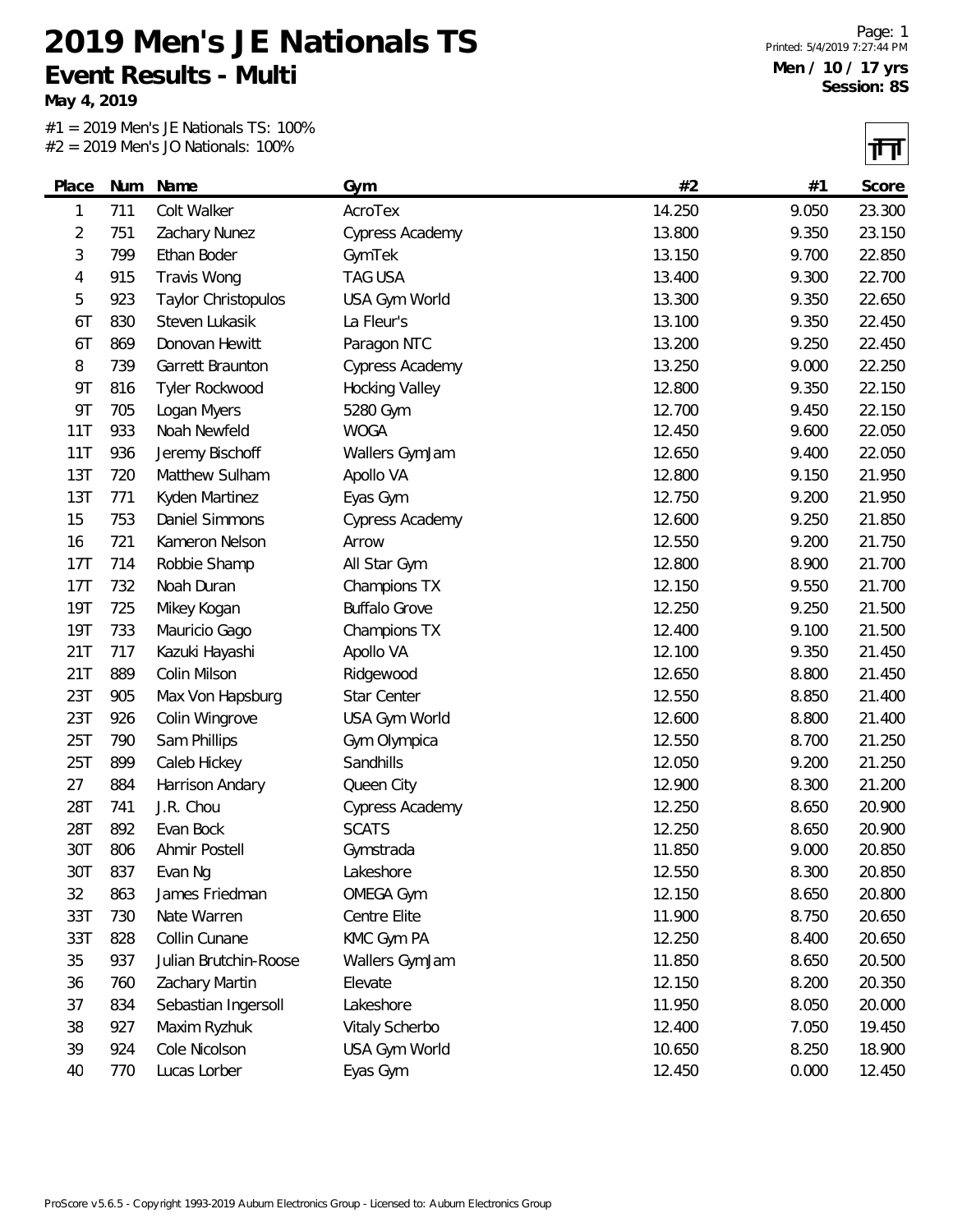# 2019 Men's JE Nationals TS

## Event Results - Multi

**May 4, 2019**

Printed: 5/4/2019 7:27:44 PM

**Men / 10 / 17 yrs**
**Session: 8S**

#1 = 2019 Men's JE Nationals TS: 100%
#2 = 2019 Men's JO Nationals: 100%

| Place | Num | Name | Gym | #2 | #1 | Score |
|---|---|---|---|---|---|---|
| 1 | 711 | Colt Walker | AcroTex | 14.250 | 9.050 | 23.300 |
| 2 | 751 | Zachary Nunez | Cypress Academy | 13.800 | 9.350 | 23.150 |
| 3 | 799 | Ethan Boder | GymTek | 13.150 | 9.700 | 22.850 |
| 4 | 915 | Travis Wong | TAG USA | 13.400 | 9.300 | 22.700 |
| 5 | 923 | Taylor Christopulos | USA Gym World | 13.300 | 9.350 | 22.650 |
| 6T | 830 | Steven Lukasik | La Fleur's | 13.100 | 9.350 | 22.450 |
| 6T | 869 | Donovan Hewitt | Paragon NTC | 13.200 | 9.250 | 22.450 |
| 8 | 739 | Garrett Braunton | Cypress Academy | 13.250 | 9.000 | 22.250 |
| 9T | 816 | Tyler Rockwood | Hocking Valley | 12.800 | 9.350 | 22.150 |
| 9T | 705 | Logan Myers | 5280 Gym | 12.700 | 9.450 | 22.150 |
| 11T | 933 | Noah Newfeld | WOGA | 12.450 | 9.600 | 22.050 |
| 11T | 936 | Jeremy Bischoff | Wallers GymJam | 12.650 | 9.400 | 22.050 |
| 13T | 720 | Matthew Sulham | Apollo VA | 12.800 | 9.150 | 21.950 |
| 13T | 771 | Kyden Martinez | Eyas Gym | 12.750 | 9.200 | 21.950 |
| 15 | 753 | Daniel Simmons | Cypress Academy | 12.600 | 9.250 | 21.850 |
| 16 | 721 | Kameron Nelson | Arrow | 12.550 | 9.200 | 21.750 |
| 17T | 714 | Robbie Shamp | All Star Gym | 12.800 | 8.900 | 21.700 |
| 17T | 732 | Noah Duran | Champions TX | 12.150 | 9.550 | 21.700 |
| 19T | 725 | Mikey Kogan | Buffalo Grove | 12.250 | 9.250 | 21.500 |
| 19T | 733 | Mauricio Gago | Champions TX | 12.400 | 9.100 | 21.500 |
| 21T | 717 | Kazuki Hayashi | Apollo VA | 12.100 | 9.350 | 21.450 |
| 21T | 889 | Colin Milson | Ridgewood | 12.650 | 8.800 | 21.450 |
| 23T | 905 | Max Von Hapsburg | Star Center | 12.550 | 8.850 | 21.400 |
| 23T | 926 | Colin Wingrove | USA Gym World | 12.600 | 8.800 | 21.400 |
| 25T | 790 | Sam Phillips | Gym Olympica | 12.550 | 8.700 | 21.250 |
| 25T | 899 | Caleb Hickey | Sandhills | 12.050 | 9.200 | 21.250 |
| 27 | 884 | Harrison Andary | Queen City | 12.900 | 8.300 | 21.200 |
| 28T | 741 | J.R. Chou | Cypress Academy | 12.250 | 8.650 | 20.900 |
| 28T | 892 | Evan Bock | SCATS | 12.250 | 8.650 | 20.900 |
| 30T | 806 | Ahmir Postell | Gymstrada | 11.850 | 9.000 | 20.850 |
| 30T | 837 | Evan Ng | Lakeshore | 12.550 | 8.300 | 20.850 |
| 32 | 863 | James Friedman | OMEGA Gym | 12.150 | 8.650 | 20.800 |
| 33T | 730 | Nate Warren | Centre Elite | 11.900 | 8.750 | 20.650 |
| 33T | 828 | Collin Cunane | KMC Gym PA | 12.250 | 8.400 | 20.650 |
| 35 | 937 | Julian Brutchin-Roose | Wallers GymJam | 11.850 | 8.650 | 20.500 |
| 36 | 760 | Zachary Martin | Elevate | 12.150 | 8.200 | 20.350 |
| 37 | 834 | Sebastian Ingersoll | Lakeshore | 11.950 | 8.050 | 20.000 |
| 38 | 927 | Maxim Ryzhuk | Vitaly Scherbo | 12.400 | 7.050 | 19.450 |
| 39 | 924 | Cole Nicolson | USA Gym World | 10.650 | 8.250 | 18.900 |
| 40 | 770 | Lucas Lorber | Eyas Gym | 12.450 | 0.000 | 12.450 |

ProScore v5.6.5 - Copyright 1993-2019 Auburn Electronics Group - Licensed to: Auburn Electronics Group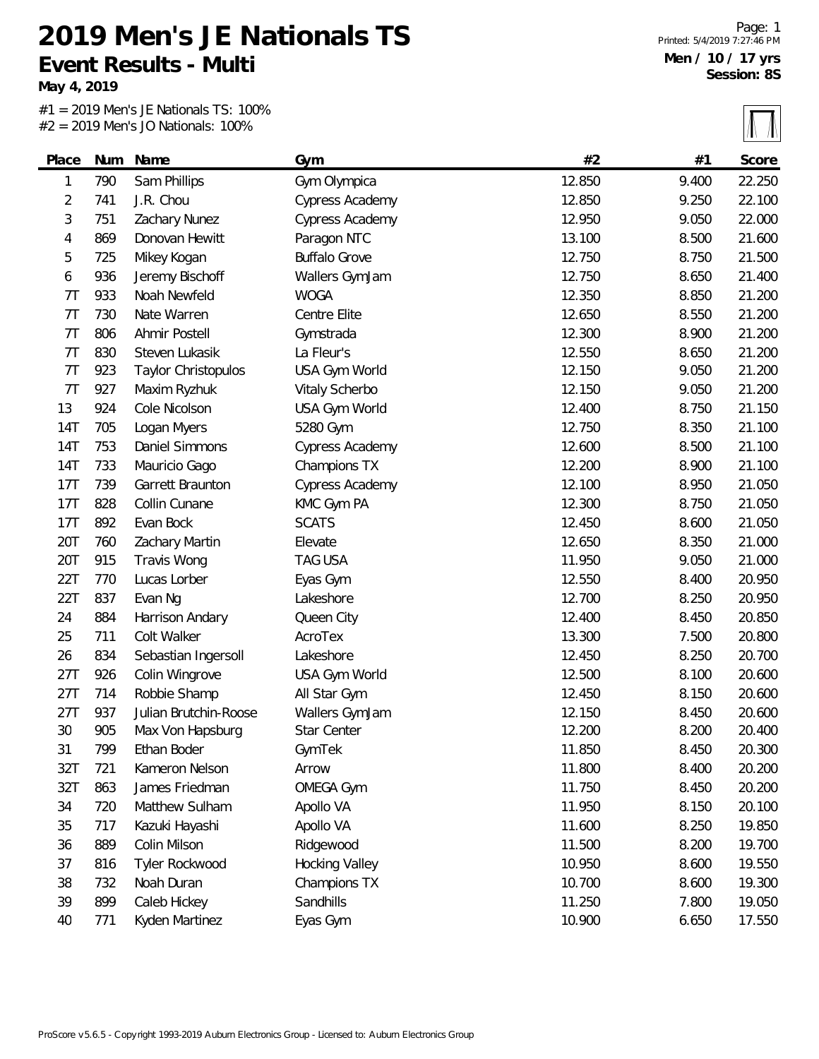# 2019 Men's JE Nationals TS

## Event Results - Multi

**May 4, 2019**

Printed: 5/4/2019 7:27:46 PM

**Men / 10 / 17 yrs**
**Session: 8S**

#1 = 2019 Men's JE Nationals TS: 100%
#2 = 2019 Men's JO Nationals: 100%

| Place | Num | Name | Gym | #2 | #1 | Score |
|---|---|---|---|---|---|---|
| 1 | 790 | Sam Phillips | Gym Olympica | 12.850 | 9.400 | 22.250 |
| 2 | 741 | J.R. Chou | Cypress Academy | 12.850 | 9.250 | 22.100 |
| 3 | 751 | Zachary Nunez | Cypress Academy | 12.950 | 9.050 | 22.000 |
| 4 | 869 | Donovan Hewitt | Paragon NTC | 13.100 | 8.500 | 21.600 |
| 5 | 725 | Mikey Kogan | Buffalo Grove | 12.750 | 8.750 | 21.500 |
| 6 | 936 | Jeremy Bischoff | Wallers GymJam | 12.750 | 8.650 | 21.400 |
| 7T | 933 | Noah Newfeld | WOGA | 12.350 | 8.850 | 21.200 |
| 7T | 730 | Nate Warren | Centre Elite | 12.650 | 8.550 | 21.200 |
| 7T | 806 | Ahmir Postell | Gymstrada | 12.300 | 8.900 | 21.200 |
| 7T | 830 | Steven Lukasik | La Fleur's | 12.550 | 8.650 | 21.200 |
| 7T | 923 | Taylor Christopulos | USA Gym World | 12.150 | 9.050 | 21.200 |
| 7T | 927 | Maxim Ryzhuk | Vitaly Scherbo | 12.150 | 9.050 | 21.200 |
| 13 | 924 | Cole Nicolson | USA Gym World | 12.400 | 8.750 | 21.150 |
| 14T | 705 | Logan Myers | 5280 Gym | 12.750 | 8.350 | 21.100 |
| 14T | 753 | Daniel Simmons | Cypress Academy | 12.600 | 8.500 | 21.100 |
| 14T | 733 | Mauricio Gago | Champions TX | 12.200 | 8.900 | 21.100 |
| 17T | 739 | Garrett Braunton | Cypress Academy | 12.100 | 8.950 | 21.050 |
| 17T | 828 | Collin Cunane | KMC Gym PA | 12.300 | 8.750 | 21.050 |
| 17T | 892 | Evan Bock | SCATS | 12.450 | 8.600 | 21.050 |
| 20T | 760 | Zachary Martin | Elevate | 12.650 | 8.350 | 21.000 |
| 20T | 915 | Travis Wong | TAG USA | 11.950 | 9.050 | 21.000 |
| 22T | 770 | Lucas Lorber | Eyas Gym | 12.550 | 8.400 | 20.950 |
| 22T | 837 | Evan Ng | Lakeshore | 12.700 | 8.250 | 20.950 |
| 24 | 884 | Harrison Andary | Queen City | 12.400 | 8.450 | 20.850 |
| 25 | 711 | Colt Walker | AcroTex | 13.300 | 7.500 | 20.800 |
| 26 | 834 | Sebastian Ingersoll | Lakeshore | 12.450 | 8.250 | 20.700 |
| 27T | 926 | Colin Wingrove | USA Gym World | 12.500 | 8.100 | 20.600 |
| 27T | 714 | Robbie Shamp | All Star Gym | 12.450 | 8.150 | 20.600 |
| 27T | 937 | Julian Brutchin-Roose | Wallers GymJam | 12.150 | 8.450 | 20.600 |
| 30 | 905 | Max Von Hapsburg | Star Center | 12.200 | 8.200 | 20.400 |
| 31 | 799 | Ethan Boder | GymTek | 11.850 | 8.450 | 20.300 |
| 32T | 721 | Kameron Nelson | Arrow | 11.800 | 8.400 | 20.200 |
| 32T | 863 | James Friedman | OMEGA Gym | 11.750 | 8.450 | 20.200 |
| 34 | 720 | Matthew Sulham | Apollo VA | 11.950 | 8.150 | 20.100 |
| 35 | 717 | Kazuki Hayashi | Apollo VA | 11.600 | 8.250 | 19.850 |
| 36 | 889 | Colin Milson | Ridgewood | 11.500 | 8.200 | 19.700 |
| 37 | 816 | Tyler Rockwood | Hocking Valley | 10.950 | 8.600 | 19.550 |
| 38 | 732 | Noah Duran | Champions TX | 10.700 | 8.600 | 19.300 |
| 39 | 899 | Caleb Hickey | Sandhills | 11.250 | 7.800 | 19.050 |
| 40 | 771 | Kyden Martinez | Eyas Gym | 10.900 | 6.650 | 17.550 |

ProScore v5.6.5 - Copyright 1993-2019 Auburn Electronics Group - Licensed to: Auburn Electronics Group